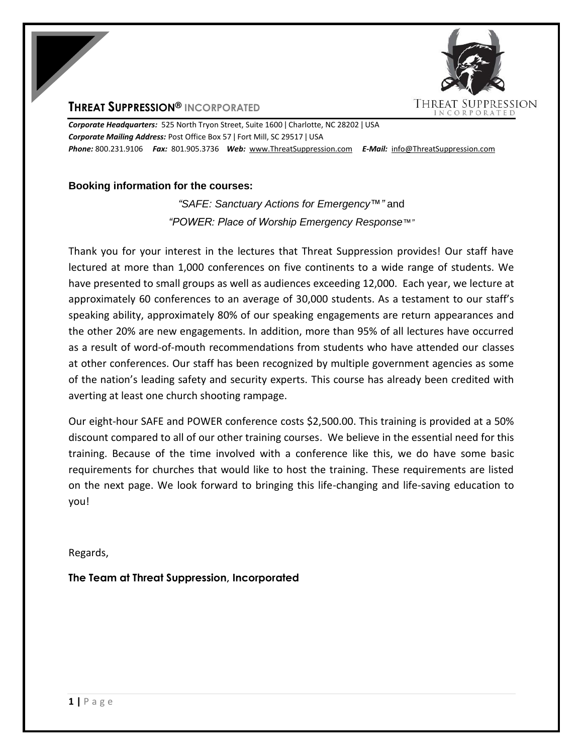# THREAT SUPPRESSION® INCORPORATED

***Corporate Headquarters:*** 525 North Tryon Street, Suite 1600 | Charlotte, NC 28202 | USA
***Corporate Mailing Address:*** Post Office Box 57 | Fort Mill, SC 29517 | USA
***Phone:*** 800.231.9106 ***Fax:*** 801.905.3736 ***Web:*** www.ThreatSuppression.com ***E-Mail:*** info@ThreatSuppression.com

**Booking information for the courses:**

*"SAFE: Sanctuary Actions for Emergency™"* and
*"POWER: Place of Worship Emergency Response™"*

Thank you for your interest in the lectures that Threat Suppression provides! Our staff have lectured at more than 1,000 conferences on five continents to a wide range of students. We have presented to small groups as well as audiences exceeding 12,000. Each year, we lecture at approximately 60 conferences to an average of 30,000 students. As a testament to our staff's speaking ability, approximately 80% of our speaking engagements are return appearances and the other 20% are new engagements. In addition, more than 95% of all lectures have occurred as a result of word-of-mouth recommendations from students who have attended our classes at other conferences. Our staff has been recognized by multiple government agencies as some of the nation's leading safety and security experts. This course has already been credited with averting at least one church shooting rampage.

Our eight-hour SAFE and POWER conference costs $2,500.00. This training is provided at a 50% discount compared to all of our other training courses. We believe in the essential need for this training. Because of the time involved with a conference like this, we do have some basic requirements for churches that would like to host the training. These requirements are listed on the next page. We look forward to bringing this life-changing and life-saving education to you!

Regards,

**The Team at Threat Suppression, Incorporated**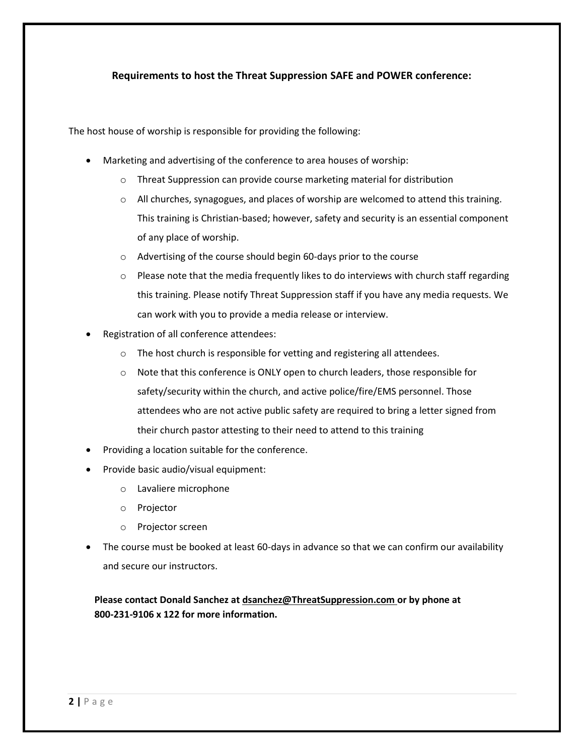**Requirements to host the Threat Suppression SAFE and POWER conference:**

The host house of worship is responsible for providing the following:

- Marketing and advertising of the conference to area houses of worship:
  - Threat Suppression can provide course marketing material for distribution
  - All churches, synagogues, and places of worship are welcomed to attend this training. This training is Christian-based; however, safety and security is an essential component of any place of worship.
  - Advertising of the course should begin 60-days prior to the course
  - Please note that the media frequently likes to do interviews with church staff regarding this training. Please notify Threat Suppression staff if you have any media requests. We can work with you to provide a media release or interview.
- Registration of all conference attendees:
  - The host church is responsible for vetting and registering all attendees.
  - Note that this conference is ONLY open to church leaders, those responsible for safety/security within the church, and active police/fire/EMS personnel. Those attendees who are not active public safety are required to bring a letter signed from their church pastor attesting to their need to attend to this training
- Providing a location suitable for the conference.
- Provide basic audio/visual equipment:
  - Lavaliere microphone
  - Projector
  - Projector screen
- The course must be booked at least 60-days in advance so that we can confirm our availability and secure our instructors.

**Please contact Donald Sanchez at dsanchez@ThreatSuppression.com or by phone at 800-231-9106 x 122 for more information.**